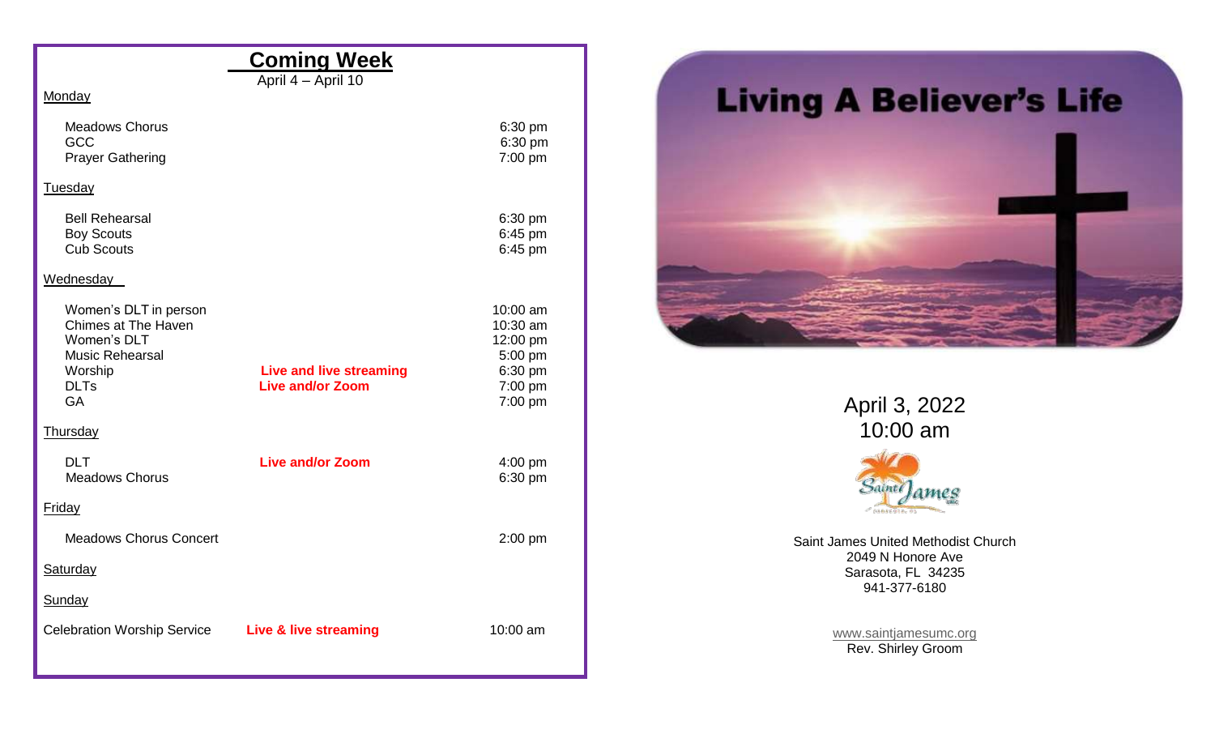## Coming Week

April 4 – April 10

Monday

| | | |
|---|---|---|
| Meadows Chorus | | 6:30 pm |
| GCC | | 6:30 pm |
| Prayer Gathering | | 7:00 pm |

Tuesday

| | | |
|---|---|---|
| Bell Rehearsal | | 6:30 pm |
| Boy Scouts | | 6:45 pm |
| Cub Scouts | | 6:45 pm |

Wednesday

| | | |
|---|---|---|
| Women's DLT in person | | 10:00 am |
| Chimes at The Haven | | 10:30 am |
| Women's DLT | | 12:00 pm |
| Music Rehearsal | | 5:00 pm |
| Worship | **Live and live streaming** | 6:30 pm |
| DLTs | **Live and/or Zoom** | 7:00 pm |
| GA | | 7:00 pm |

Thursday

| | | |
|---|---|---|
| DLT | **Live and/or Zoom** | 4:00 pm |
| Meadows Chorus | | 6:30 pm |

Friday

| | | |
|---|---|---|
| Meadows Chorus Concert | | 2:00 pm |

Saturday

Sunday

| | | |
|---|---|---|
| Celebration Worship Service | **Live & live streaming** | 10:00 am |

# Living A Believer's Life

April 3, 2022
10:00 am

Saint James UMC

Saint James United Methodist Church
2049 N Honore Ave
Sarasota, FL 34235
941-377-6180

www.saintjamesumc.org
Rev. Shirley Groom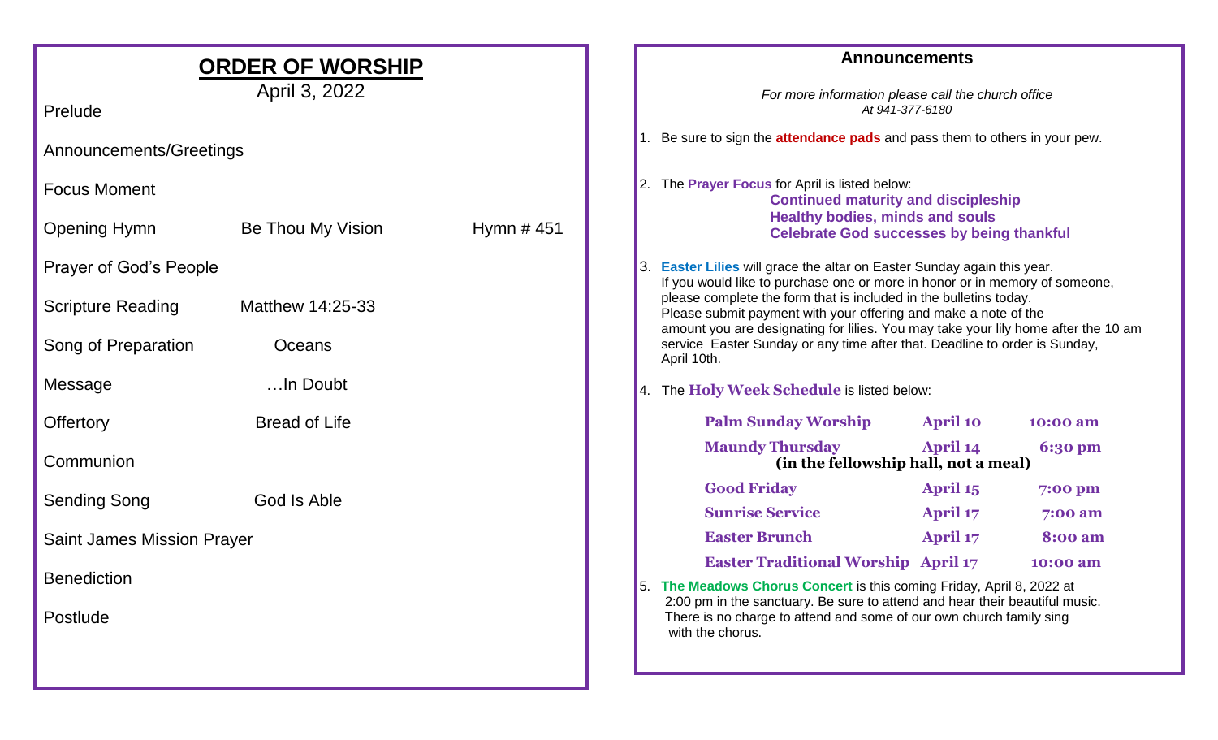# ORDER OF WORSHIP

April 3, 2022

Prelude

Announcements/Greetings

Focus Moment

Opening Hymn — Be Thou My Vision — Hymn # 451

Prayer of God's People

Scripture Reading — Matthew 14:25-33

Song of Preparation — Oceans

Message — …In Doubt

Offertory — Bread of Life

Communion

Sending Song — God Is Able

Saint James Mission Prayer

Benediction

Postlude

## Announcements

*For more information please call the church office*
*At 941-377-6180*

1. Be sure to sign the **attendance pads** and pass them to others in your pew.

2. The **Prayer Focus** for April is listed below:
   **Continued maturity and discipleship**
   **Healthy bodies, minds and souls**
   **Celebrate God successes by being thankful**

3. **Easter Lilies** will grace the altar on Easter Sunday again this year. If you would like to purchase one or more in honor or in memory of someone, please complete the form that is included in the bulletins today. Please submit payment with your offering and make a note of the amount you are designating for lilies. You may take your lily home after the 10 am service Easter Sunday or any time after that. Deadline to order is Sunday, April 10th.

4. The **Holy Week Schedule** is listed below:

| | | |
|---|---|---|
| **Palm Sunday Worship** | **April 10** | **10:00 am** |
| **Maundy Thursday** (in the fellowship hall, not a meal) | **April 14** | **6:30 pm** |
| **Good Friday** | **April 15** | **7:00 pm** |
| **Sunrise Service** | **April 17** | **7:00 am** |
| **Easter Brunch** | **April 17** | **8:00 am** |
| **Easter Traditional Worship** | **April 17** | **10:00 am** |

5. **The Meadows Chorus Concert** is this coming Friday, April 8, 2022 at 2:00 pm in the sanctuary. Be sure to attend and hear their beautiful music. There is no charge to attend and some of our own church family sing with the chorus.